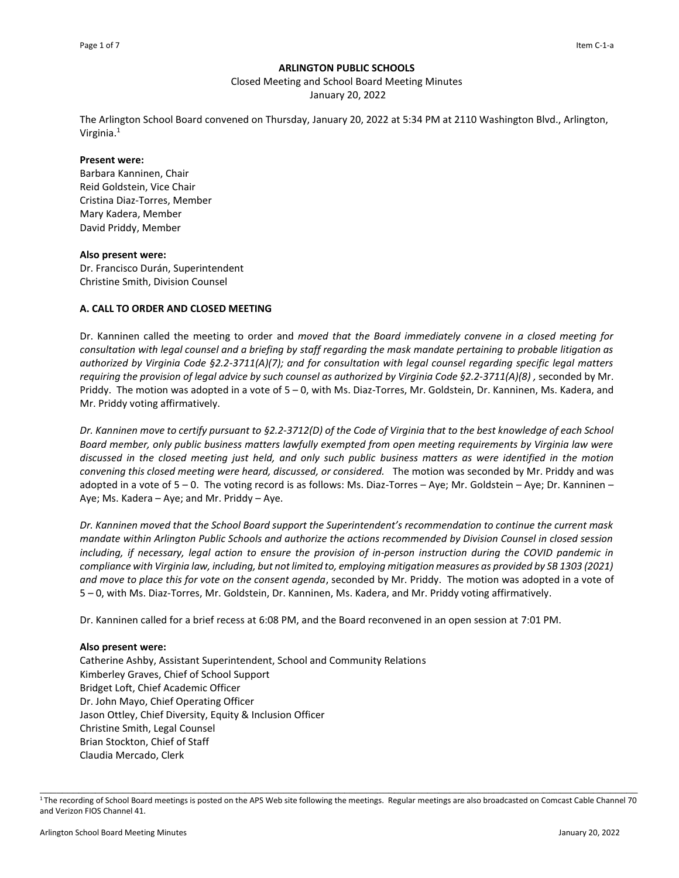**ARLINGTON PUBLIC SCHOOLS**

Closed Meeting and School Board Meeting Minutes

January 20, 2022

The Arlington School Board convened on Thursday, January 20, 2022 at 5:34 PM at 2110 Washington Blvd., Arlington, Virginia.[1]

**Present were:**

Barbara Kanninen, Chair
Reid Goldstein, Vice Chair
Cristina Diaz-Torres, Member
Mary Kadera, Member
David Priddy, Member

**Also present were:**

Dr. Francisco Durán, Superintendent
Christine Smith, Division Counsel

**A. CALL TO ORDER AND CLOSED MEETING**

Dr. Kanninen called the meeting to order and *moved that the Board immediately convene in a closed meeting for consultation with legal counsel and a briefing by staff regarding the mask mandate pertaining to probable litigation as authorized by Virginia Code §2.2-3711(A)(7); and for consultation with legal counsel regarding specific legal matters requiring the provision of legal advice by such counsel as authorized by Virginia Code §2.2-3711(A)(8) ,* seconded by Mr. Priddy. The motion was adopted in a vote of 5 – 0, with Ms. Diaz-Torres, Mr. Goldstein, Dr. Kanninen, Ms. Kadera, and Mr. Priddy voting affirmatively.

*Dr. Kanninen move to certify pursuant to §2.2-3712(D) of the Code of Virginia that to the best knowledge of each School Board member, only public business matters lawfully exempted from open meeting requirements by Virginia law were discussed in the closed meeting just held, and only such public business matters as were identified in the motion convening this closed meeting were heard, discussed, or considered.* The motion was seconded by Mr. Priddy and was adopted in a vote of 5 – 0. The voting record is as follows: Ms. Diaz-Torres – Aye; Mr. Goldstein – Aye; Dr. Kanninen – Aye; Ms. Kadera – Aye; and Mr. Priddy – Aye.

*Dr. Kanninen moved that the School Board support the Superintendent's recommendation to continue the current mask mandate within Arlington Public Schools and authorize the actions recommended by Division Counsel in closed session including, if necessary, legal action to ensure the provision of in-person instruction during the COVID pandemic in compliance with Virginia law, including, but not limited to, employing mitigation measures as provided by SB 1303 (2021) and move to place this for vote on the consent agenda*, seconded by Mr. Priddy. The motion was adopted in a vote of 5 – 0, with Ms. Diaz-Torres, Mr. Goldstein, Dr. Kanninen, Ms. Kadera, and Mr. Priddy voting affirmatively.

Dr. Kanninen called for a brief recess at 6:08 PM, and the Board reconvened in an open session at 7:01 PM.

**Also present were:**

Catherine Ashby, Assistant Superintendent, School and Community Relations
Kimberley Graves, Chief of School Support
Bridget Loft, Chief Academic Officer
Dr. John Mayo, Chief Operating Officer
Jason Ottley, Chief Diversity, Equity & Inclusion Officer
Christine Smith, Legal Counsel
Brian Stockton, Chief of Staff
Claudia Mercado, Clerk

---

[1] The recording of School Board meetings is posted on the APS Web site following the meetings. Regular meetings are also broadcasted on Comcast Cable Channel 70 and Verizon FIOS Channel 41.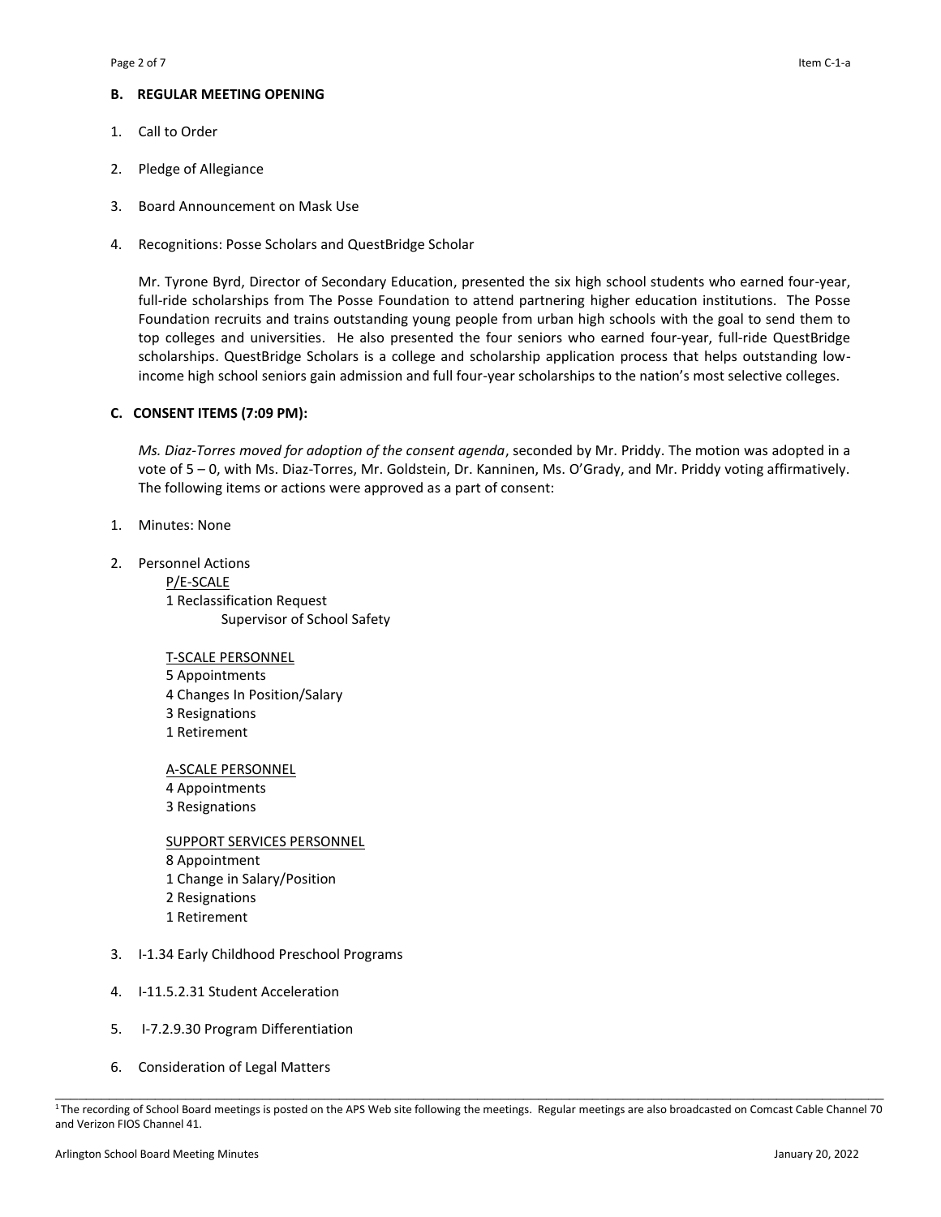## B. REGULAR MEETING OPENING

1. Call to Order

2. Pledge of Allegiance

3. Board Announcement on Mask Use

4. Recognitions: Posse Scholars and QuestBridge Scholar

   Mr. Tyrone Byrd, Director of Secondary Education, presented the six high school students who earned four-year, full-ride scholarships from The Posse Foundation to attend partnering higher education institutions. The Posse Foundation recruits and trains outstanding young people from urban high schools with the goal to send them to top colleges and universities. He also presented the four seniors who earned four-year, full-ride QuestBridge scholarships. QuestBridge Scholars is a college and scholarship application process that helps outstanding low-income high school seniors gain admission and full four-year scholarships to the nation's most selective colleges.

## C. CONSENT ITEMS (7:09 PM):

*Ms. Diaz-Torres moved for adoption of the consent agenda*, seconded by Mr. Priddy. The motion was adopted in a vote of 5 – 0, with Ms. Diaz-Torres, Mr. Goldstein, Dr. Kanninen, Ms. O'Grady, and Mr. Priddy voting affirmatively. The following items or actions were approved as a part of consent:

1. Minutes: None

2. Personnel Actions

   P/E-SCALE
   1 Reclassification Request
   Supervisor of School Safety

   T-SCALE PERSONNEL
   5 Appointments
   4 Changes In Position/Salary
   3 Resignations
   1 Retirement

   A-SCALE PERSONNEL
   4 Appointments
   3 Resignations

   SUPPORT SERVICES PERSONNEL
   8 Appointment
   1 Change in Salary/Position
   2 Resignations
   1 Retirement

3. I-1.34 Early Childhood Preschool Programs

4. I-11.5.2.31 Student Acceleration

5. I-7.2.9.30 Program Differentiation

6. Consideration of Legal Matters

[1] The recording of School Board meetings is posted on the APS Web site following the meetings. Regular meetings are also broadcasted on Comcast Cable Channel 70 and Verizon FIOS Channel 41.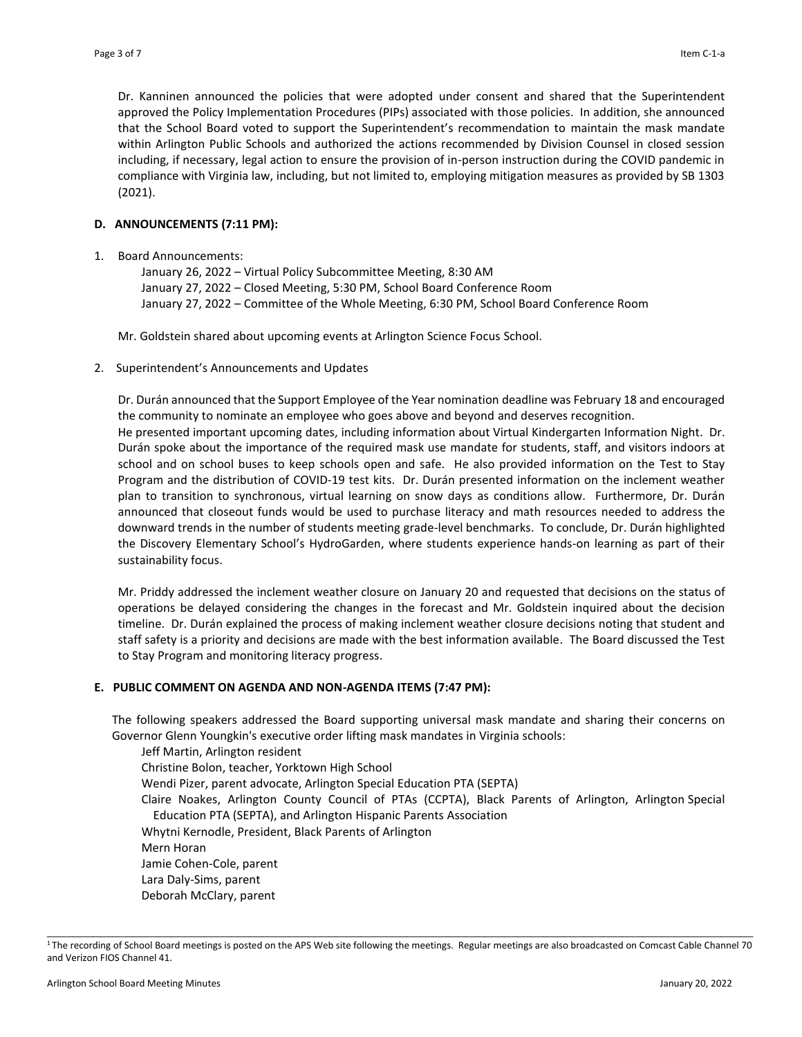Dr. Kanninen announced the policies that were adopted under consent and shared that the Superintendent approved the Policy Implementation Procedures (PIPs) associated with those policies. In addition, she announced that the School Board voted to support the Superintendent's recommendation to maintain the mask mandate within Arlington Public Schools and authorized the actions recommended by Division Counsel in closed session including, if necessary, legal action to ensure the provision of in-person instruction during the COVID pandemic in compliance with Virginia law, including, but not limited to, employing mitigation measures as provided by SB 1303 (2021).

### D. ANNOUNCEMENTS (7:11 PM):

1. Board Announcements:

   January 26, 2022 – Virtual Policy Subcommittee Meeting, 8:30 AM
   January 27, 2022 – Closed Meeting, 5:30 PM, School Board Conference Room
   January 27, 2022 – Committee of the Whole Meeting, 6:30 PM, School Board Conference Room

   Mr. Goldstein shared about upcoming events at Arlington Science Focus School.

2. Superintendent's Announcements and Updates

   Dr. Durán announced that the Support Employee of the Year nomination deadline was February 18 and encouraged the community to nominate an employee who goes above and beyond and deserves recognition.
   He presented important upcoming dates, including information about Virtual Kindergarten Information Night. Dr. Durán spoke about the importance of the required mask use mandate for students, staff, and visitors indoors at school and on school buses to keep schools open and safe. He also provided information on the Test to Stay Program and the distribution of COVID-19 test kits. Dr. Durán presented information on the inclement weather plan to transition to synchronous, virtual learning on snow days as conditions allow. Furthermore, Dr. Durán announced that closeout funds would be used to purchase literacy and math resources needed to address the downward trends in the number of students meeting grade-level benchmarks. To conclude, Dr. Durán highlighted the Discovery Elementary School's HydroGarden, where students experience hands-on learning as part of their sustainability focus.

   Mr. Priddy addressed the inclement weather closure on January 20 and requested that decisions on the status of operations be delayed considering the changes in the forecast and Mr. Goldstein inquired about the decision timeline. Dr. Durán explained the process of making inclement weather closure decisions noting that student and staff safety is a priority and decisions are made with the best information available. The Board discussed the Test to Stay Program and monitoring literacy progress.

### E. PUBLIC COMMENT ON AGENDA AND NON-AGENDA ITEMS (7:47 PM):

The following speakers addressed the Board supporting universal mask mandate and sharing their concerns on Governor Glenn Youngkin's executive order lifting mask mandates in Virginia schools:

Jeff Martin, Arlington resident
Christine Bolon, teacher, Yorktown High School
Wendi Pizer, parent advocate, Arlington Special Education PTA (SEPTA)
Claire Noakes, Arlington County Council of PTAs (CCPTA), Black Parents of Arlington, Arlington Special Education PTA (SEPTA), and Arlington Hispanic Parents Association
Whytni Kernodle, President, Black Parents of Arlington
Mern Horan
Jamie Cohen-Cole, parent
Lara Daly-Sims, parent
Deborah McClary, parent

[1] The recording of School Board meetings is posted on the APS Web site following the meetings. Regular meetings are also broadcasted on Comcast Cable Channel 70 and Verizon FIOS Channel 41.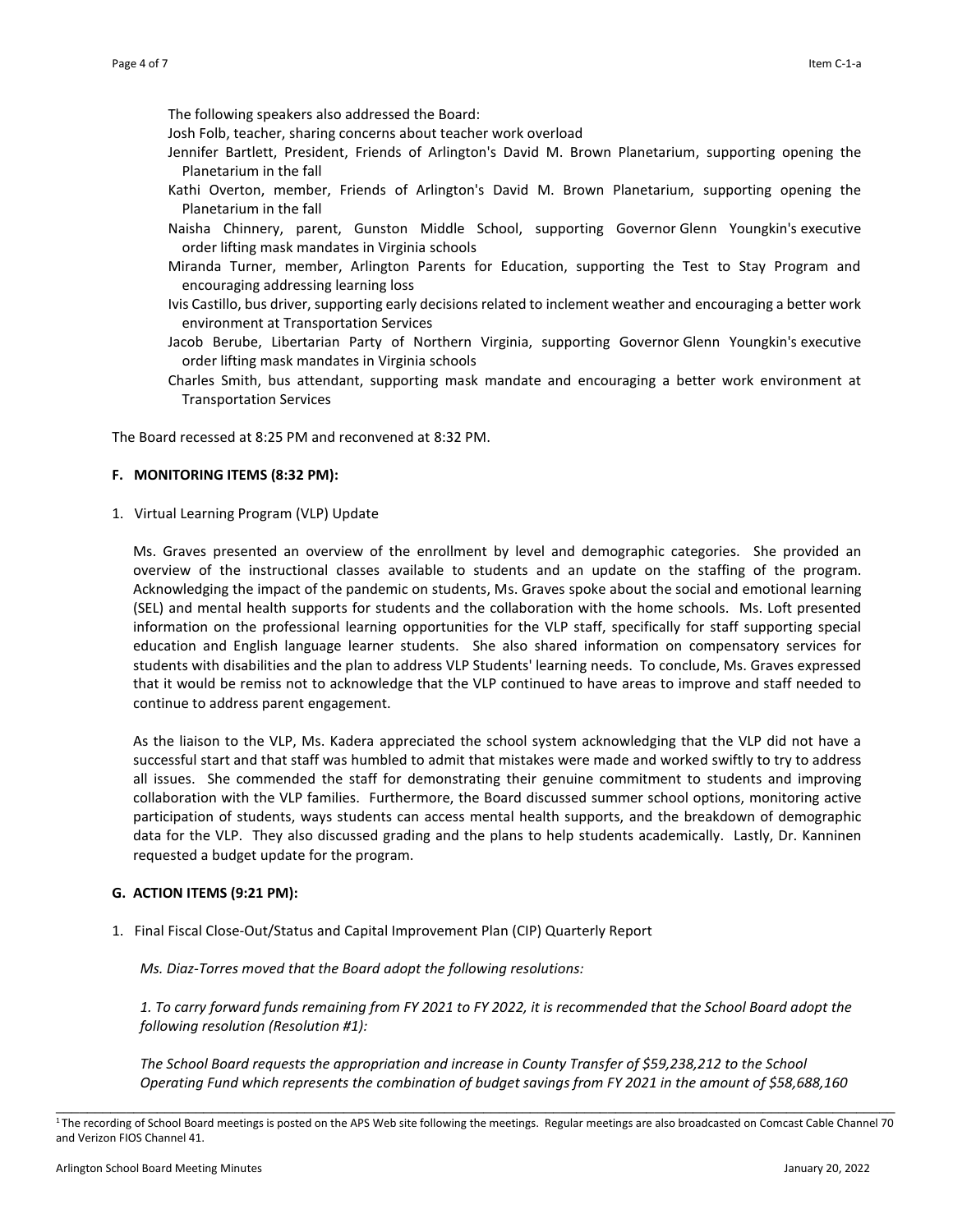The following speakers also addressed the Board:

Josh Folb, teacher, sharing concerns about teacher work overload

Jennifer Bartlett, President, Friends of Arlington's David M. Brown Planetarium, supporting opening the Planetarium in the fall

Kathi Overton, member, Friends of Arlington's David M. Brown Planetarium, supporting opening the Planetarium in the fall

Naisha Chinnery, parent, Gunston Middle School, supporting Governor Glenn Youngkin's executive order lifting mask mandates in Virginia schools

Miranda Turner, member, Arlington Parents for Education, supporting the Test to Stay Program and encouraging addressing learning loss

Ivis Castillo, bus driver, supporting early decisions related to inclement weather and encouraging a better work environment at Transportation Services

Jacob Berube, Libertarian Party of Northern Virginia, supporting Governor Glenn Youngkin's executive order lifting mask mandates in Virginia schools

Charles Smith, bus attendant, supporting mask mandate and encouraging a better work environment at Transportation Services

The Board recessed at 8:25 PM and reconvened at 8:32 PM.

**F. MONITORING ITEMS (8:32 PM):**

1. Virtual Learning Program (VLP) Update

Ms. Graves presented an overview of the enrollment by level and demographic categories. She provided an overview of the instructional classes available to students and an update on the staffing of the program. Acknowledging the impact of the pandemic on students, Ms. Graves spoke about the social and emotional learning (SEL) and mental health supports for students and the collaboration with the home schools. Ms. Loft presented information on the professional learning opportunities for the VLP staff, specifically for staff supporting special education and English language learner students. She also shared information on compensatory services for students with disabilities and the plan to address VLP Students' learning needs. To conclude, Ms. Graves expressed that it would be remiss not to acknowledge that the VLP continued to have areas to improve and staff needed to continue to address parent engagement.

As the liaison to the VLP, Ms. Kadera appreciated the school system acknowledging that the VLP did not have a successful start and that staff was humbled to admit that mistakes were made and worked swiftly to try to address all issues. She commended the staff for demonstrating their genuine commitment to students and improving collaboration with the VLP families. Furthermore, the Board discussed summer school options, monitoring active participation of students, ways students can access mental health supports, and the breakdown of demographic data for the VLP. They also discussed grading and the plans to help students academically. Lastly, Dr. Kanninen requested a budget update for the program.

**G. ACTION ITEMS (9:21 PM):**

1. Final Fiscal Close-Out/Status and Capital Improvement Plan (CIP) Quarterly Report

*Ms. Diaz-Torres moved that the Board adopt the following resolutions:*

*1. To carry forward funds remaining from FY 2021 to FY 2022, it is recommended that the School Board adopt the following resolution (Resolution #1):*

*The School Board requests the appropriation and increase in County Transfer of $59,238,212 to the School Operating Fund which represents the combination of budget savings from FY 2021 in the amount of $58,688,160*

---

[1] The recording of School Board meetings is posted on the APS Web site following the meetings. Regular meetings are also broadcasted on Comcast Cable Channel 70 and Verizon FIOS Channel 41.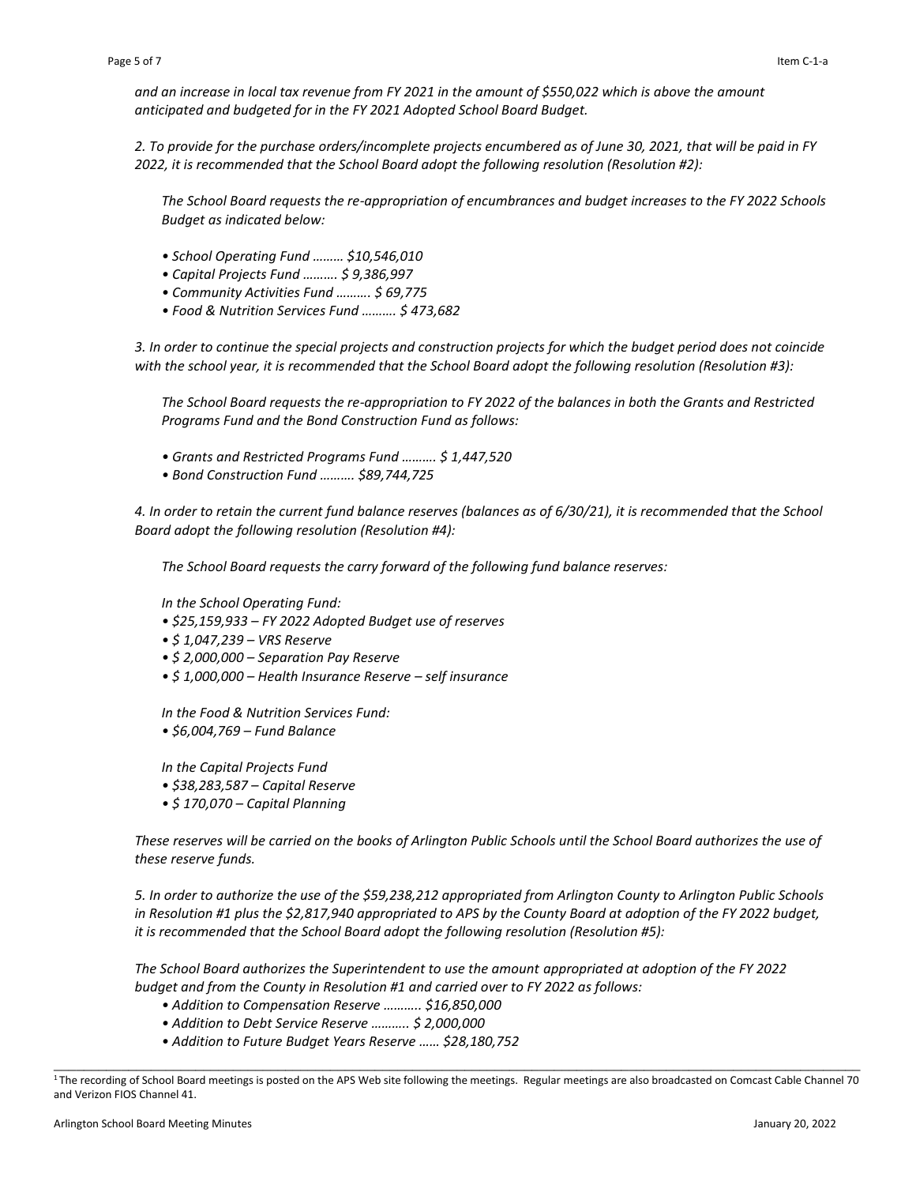*and an increase in local tax revenue from FY 2021 in the amount of $550,022 which is above the amount anticipated and budgeted for in the FY 2021 Adopted School Board Budget.*

*2. To provide for the purchase orders/incomplete projects encumbered as of June 30, 2021, that will be paid in FY 2022, it is recommended that the School Board adopt the following resolution (Resolution #2):*

> *The School Board requests the re-appropriation of encumbrances and budget increases to the FY 2022 Schools Budget as indicated below:*
>
> - *School Operating Fund ……… $10,546,010*
> - *Capital Projects Fund ………. $ 9,386,997*
> - *Community Activities Fund ………. $ 69,775*
> - *Food & Nutrition Services Fund ………. $ 473,682*

*3. In order to continue the special projects and construction projects for which the budget period does not coincide with the school year, it is recommended that the School Board adopt the following resolution (Resolution #3):*

> *The School Board requests the re-appropriation to FY 2022 of the balances in both the Grants and Restricted Programs Fund and the Bond Construction Fund as follows:*
>
> - *Grants and Restricted Programs Fund ………. $ 1,447,520*
> - *Bond Construction Fund ………. $89,744,725*

*4. In order to retain the current fund balance reserves (balances as of 6/30/21), it is recommended that the School Board adopt the following resolution (Resolution #4):*

> *The School Board requests the carry forward of the following fund balance reserves:*
>
> *In the School Operating Fund:*
> - *$25,159,933 – FY 2022 Adopted Budget use of reserves*
> - *$ 1,047,239 – VRS Reserve*
> - *$ 2,000,000 – Separation Pay Reserve*
> - *$ 1,000,000 – Health Insurance Reserve – self insurance*
>
> *In the Food & Nutrition Services Fund:*
> - *$6,004,769 – Fund Balance*
>
> *In the Capital Projects Fund*
> - *$38,283,587 – Capital Reserve*
> - *$ 170,070 – Capital Planning*

*These reserves will be carried on the books of Arlington Public Schools until the School Board authorizes the use of these reserve funds.*

*5. In order to authorize the use of the $59,238,212 appropriated from Arlington County to Arlington Public Schools in Resolution #1 plus the $2,817,940 appropriated to APS by the County Board at adoption of the FY 2022 budget, it is recommended that the School Board adopt the following resolution (Resolution #5):*

*The School Board authorizes the Superintendent to use the amount appropriated at adoption of the FY 2022 budget and from the County in Resolution #1 and carried over to FY 2022 as follows:*

- *Addition to Compensation Reserve ……….. $16,850,000*
- *Addition to Debt Service Reserve ……….. $ 2,000,000*
- *Addition to Future Budget Years Reserve …… $28,180,752*

---

[1] The recording of School Board meetings is posted on the APS Web site following the meetings. Regular meetings are also broadcasted on Comcast Cable Channel 70 and Verizon FIOS Channel 41.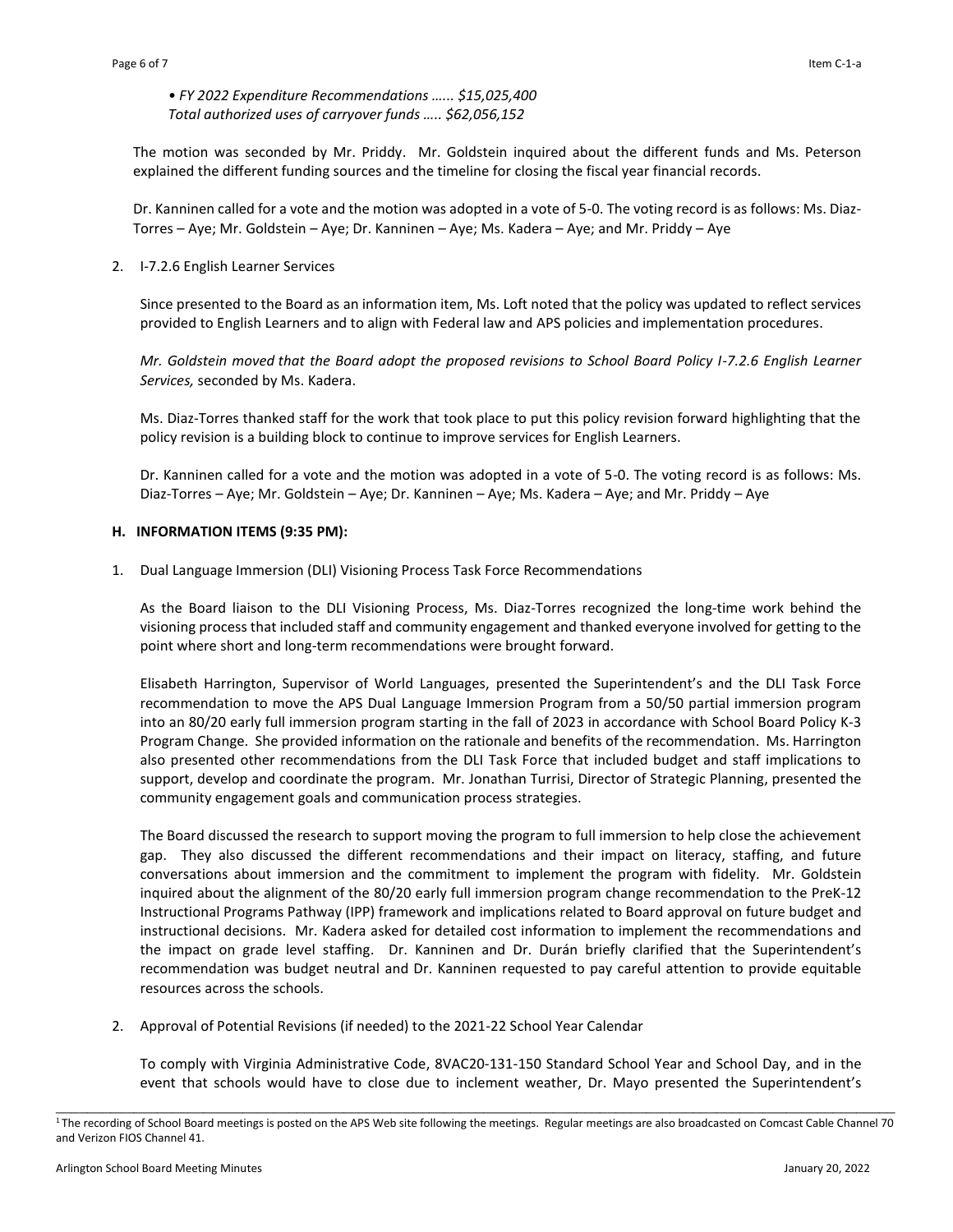*• FY 2022 Expenditure Recommendations …... $15,025,400*
*Total authorized uses of carryover funds ….. $62,056,152*

The motion was seconded by Mr. Priddy. Mr. Goldstein inquired about the different funds and Ms. Peterson explained the different funding sources and the timeline for closing the fiscal year financial records.

Dr. Kanninen called for a vote and the motion was adopted in a vote of 5-0. The voting record is as follows: Ms. Diaz-Torres – Aye; Mr. Goldstein – Aye; Dr. Kanninen – Aye; Ms. Kadera – Aye; and Mr. Priddy – Aye

2. I-7.2.6 English Learner Services

Since presented to the Board as an information item, Ms. Loft noted that the policy was updated to reflect services provided to English Learners and to align with Federal law and APS policies and implementation procedures.

*Mr. Goldstein moved that the Board adopt the proposed revisions to School Board Policy I-7.2.6 English Learner Services,* seconded by Ms. Kadera.

Ms. Diaz-Torres thanked staff for the work that took place to put this policy revision forward highlighting that the policy revision is a building block to continue to improve services for English Learners.

Dr. Kanninen called for a vote and the motion was adopted in a vote of 5-0. The voting record is as follows: Ms. Diaz-Torres – Aye; Mr. Goldstein – Aye; Dr. Kanninen – Aye; Ms. Kadera – Aye; and Mr. Priddy – Aye

**H. INFORMATION ITEMS (9:35 PM):**

1. Dual Language Immersion (DLI) Visioning Process Task Force Recommendations

As the Board liaison to the DLI Visioning Process, Ms. Diaz-Torres recognized the long-time work behind the visioning process that included staff and community engagement and thanked everyone involved for getting to the point where short and long-term recommendations were brought forward.

Elisabeth Harrington, Supervisor of World Languages, presented the Superintendent's and the DLI Task Force recommendation to move the APS Dual Language Immersion Program from a 50/50 partial immersion program into an 80/20 early full immersion program starting in the fall of 2023 in accordance with School Board Policy K-3 Program Change. She provided information on the rationale and benefits of the recommendation. Ms. Harrington also presented other recommendations from the DLI Task Force that included budget and staff implications to support, develop and coordinate the program. Mr. Jonathan Turrisi, Director of Strategic Planning, presented the community engagement goals and communication process strategies.

The Board discussed the research to support moving the program to full immersion to help close the achievement gap. They also discussed the different recommendations and their impact on literacy, staffing, and future conversations about immersion and the commitment to implement the program with fidelity. Mr. Goldstein inquired about the alignment of the 80/20 early full immersion program change recommendation to the PreK-12 Instructional Programs Pathway (IPP) framework and implications related to Board approval on future budget and instructional decisions. Mr. Kadera asked for detailed cost information to implement the recommendations and the impact on grade level staffing. Dr. Kanninen and Dr. Durán briefly clarified that the Superintendent's recommendation was budget neutral and Dr. Kanninen requested to pay careful attention to provide equitable resources across the schools.

2. Approval of Potential Revisions (if needed) to the 2021-22 School Year Calendar

To comply with Virginia Administrative Code, 8VAC20-131-150 Standard School Year and School Day, and in the event that schools would have to close due to inclement weather, Dr. Mayo presented the Superintendent's

---

[1] The recording of School Board meetings is posted on the APS Web site following the meetings. Regular meetings are also broadcasted on Comcast Cable Channel 70 and Verizon FIOS Channel 41.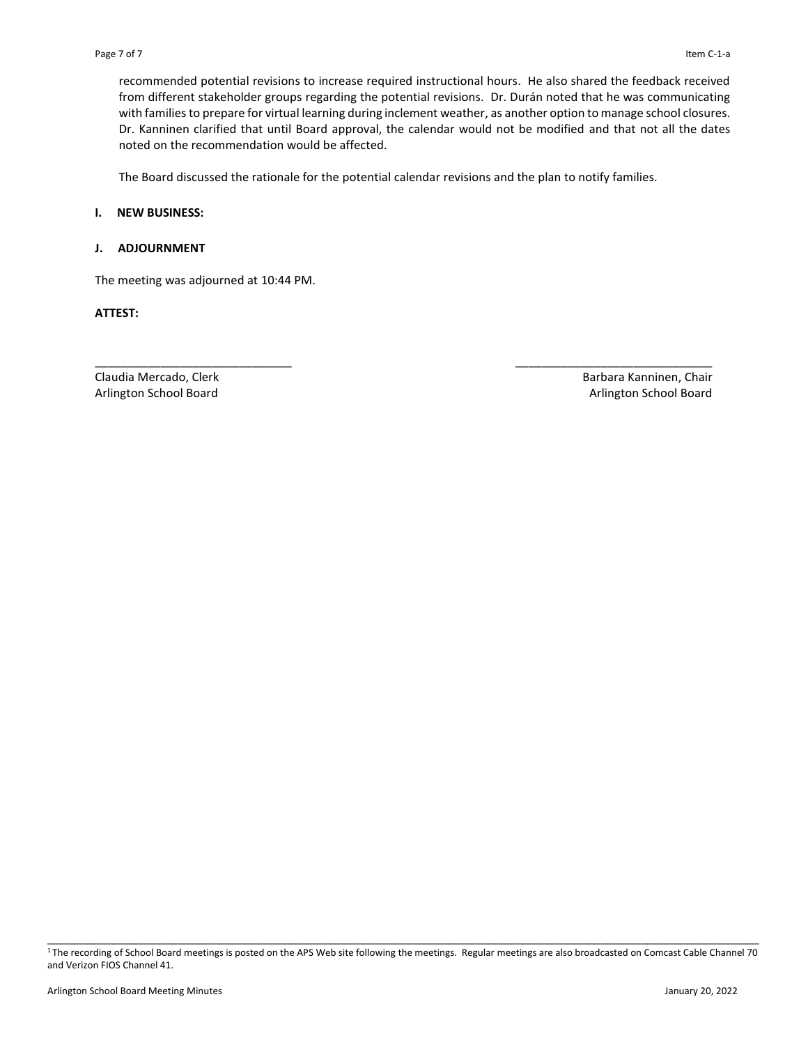recommended potential revisions to increase required instructional hours. He also shared the feedback received from different stakeholder groups regarding the potential revisions. Dr. Durán noted that he was communicating with families to prepare for virtual learning during inclement weather, as another option to manage school closures. Dr. Kanninen clarified that until Board approval, the calendar would not be modified and that not all the dates noted on the recommendation would be affected.

The Board discussed the rationale for the potential calendar revisions and the plan to notify families.

**I. NEW BUSINESS:**

**J. ADJOURNMENT**

The meeting was adjourned at 10:44 PM.

**ATTEST:**

\_\_\_\_\_\_\_\_\_\_\_\_\_\_\_\_\_\_\_\_\_\_\_\_\_\_\_\_\_\_
Claudia Mercado, Clerk
Arlington School Board

\_\_\_\_\_\_\_\_\_\_\_\_\_\_\_\_\_\_\_\_\_\_\_\_\_\_\_\_\_\_
Barbara Kanninen, Chair
Arlington School Board

[1] The recording of School Board meetings is posted on the APS Web site following the meetings. Regular meetings are also broadcasted on Comcast Cable Channel 70 and Verizon FIOS Channel 41.